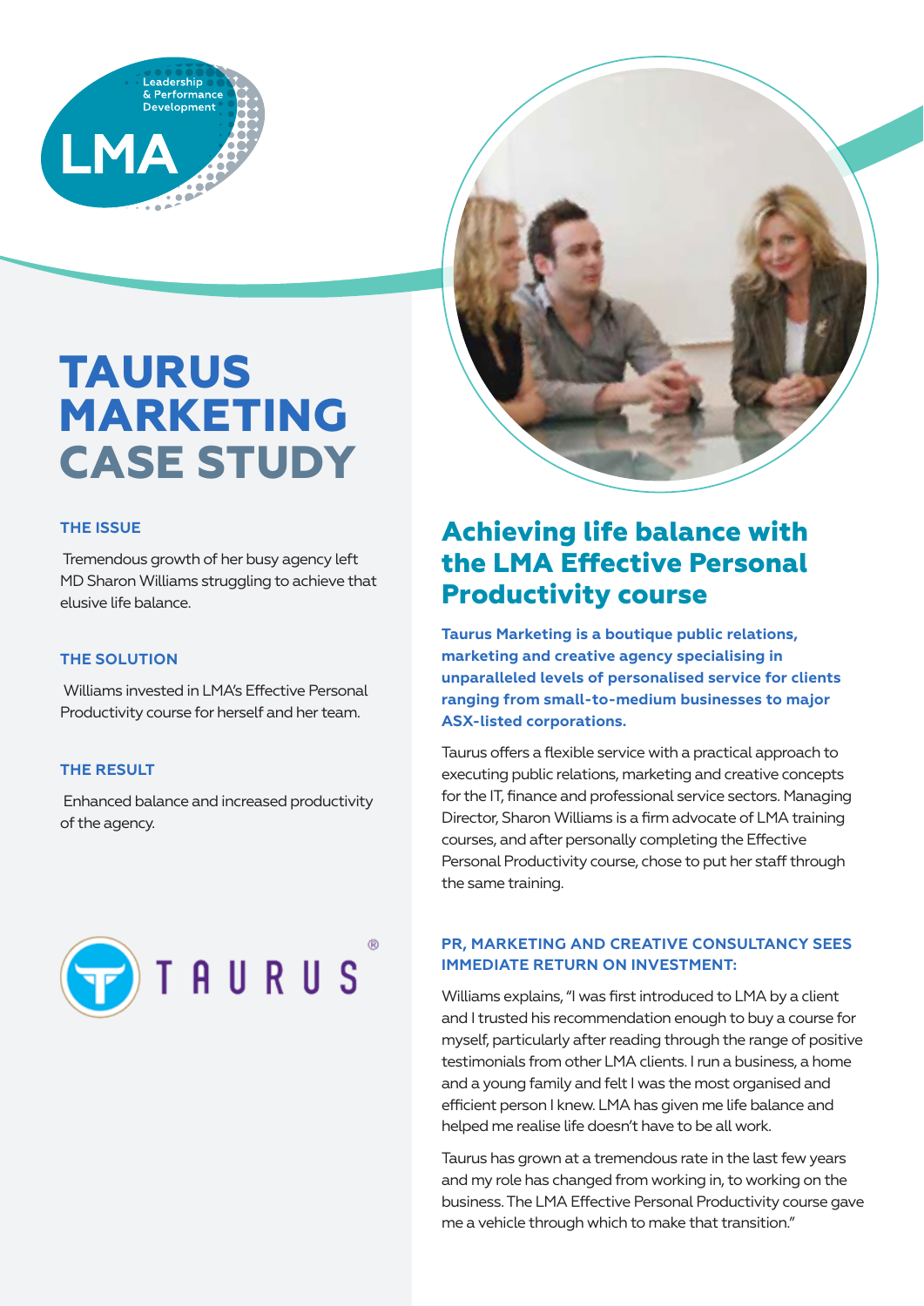# TAURUS MARKETING CASE STUDY

### THE ISSUE

Tremendous growth of her busy agency left MD Sharon Williams struggling to achieve that elusive life balance.

### THE SOLUTION

Williams invested in LMA's Effective Personal Productivity course for herself and her team.

### THE RESULT

Enhanced balance and increased productivity of the agency.

## Achieving life balance with the LMA Effective Personal Productivity course

**Taurus Marketing is a boutique public relations, marketing and creative agency specialising in unparalleled levels of personalised service for clients ranging from small-to-medium businesses to major ASX-listed corporations.**

Taurus offers a flexible service with a practical approach to executing public relations, marketing and creative concepts for the IT, finance and professional service sectors. Managing Director, Sharon Williams is a firm advocate of LMA training courses, and after personally completing the Effective Personal Productivity course, chose to put her staff through the same training.

### PR, MARKETING AND CREATIVE CONSULTANCY SEES IMMEDIATE RETURN ON INVESTMENT:

Williams explains, "I was first introduced to LMA by a client and I trusted his recommendation enough to buy a course for myself, particularly after reading through the range of positive testimonials from other LMA clients. I run a business, a home and a young family and felt I was the most organised and efficient person I knew. LMA has given me life balance and helped me realise life doesn't have to be all work.

Taurus has grown at a tremendous rate in the last few years and my role has changed from working in, to working on the business. The LMA Effective Personal Productivity course gave me a vehicle through which to make that transition."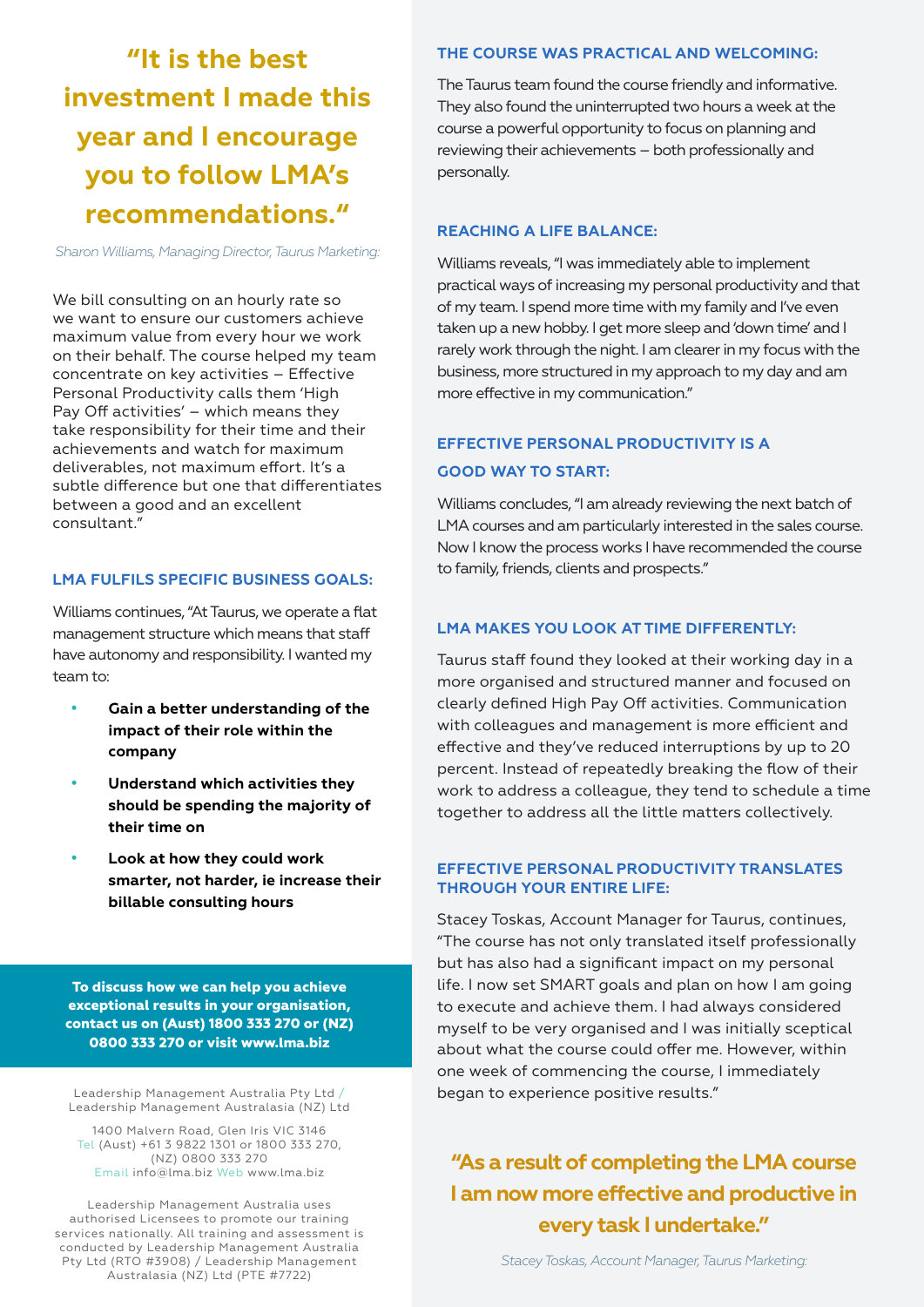> **"It is the best investment I made this year and I encourage you to follow LMA's recommendations."**
>
> *Sharon Williams, Managing Director, Taurus Marketing:*

We bill consulting on an hourly rate so we want to ensure our customers achieve maximum value from every hour we work on their behalf. The course helped my team concentrate on key activities – Effective Personal Productivity calls them 'High Pay Off activities' – which means they take responsibility for their time and their achievements and watch for maximum deliverables, not maximum effort. It's a subtle difference but one that differentiates between a good and an excellent consultant."

### LMA FULFILS SPECIFIC BUSINESS GOALS:

Williams continues, "At Taurus, we operate a flat management structure which means that staff have autonomy and responsibility. I wanted my team to:

- **Gain a better understanding of the impact of their role within the company**
- **Understand which activities they should be spending the majority of their time on**
- **Look at how they could work smarter, not harder, ie increase their billable consulting hours**

**To discuss how we can help you achieve exceptional results in your organisation, contact us on (Aust) 1800 333 270 or (NZ) 0800 333 270 or visit www.lma.biz**

Leadership Management Australia Pty Ltd / Leadership Management Australasia (NZ) Ltd

1400 Malvern Road, Glen Iris VIC 3146
Tel (Aust) +61 3 9822 1301 or 1800 333 270, (NZ) 0800 333 270
Email info@lma.biz Web www.lma.biz

Leadership Management Australia uses authorised Licensees to promote our training services nationally. All training and assessment is conducted by Leadership Management Australia Pty Ltd (RTO #3908) / Leadership Management Australasia (NZ) Ltd (PTE #7722)

### THE COURSE WAS PRACTICAL AND WELCOMING:

The Taurus team found the course friendly and informative. They also found the uninterrupted two hours a week at the course a powerful opportunity to focus on planning and reviewing their achievements – both professionally and personally.

### REACHING A LIFE BALANCE:

Williams reveals, "I was immediately able to implement practical ways of increasing my personal productivity and that of my team. I spend more time with my family and I've even taken up a new hobby. I get more sleep and 'down time' and I rarely work through the night. I am clearer in my focus with the business, more structured in my approach to my day and am more effective in my communication."

### EFFECTIVE PERSONAL PRODUCTIVITY IS A GOOD WAY TO START:

Williams concludes, "I am already reviewing the next batch of LMA courses and am particularly interested in the sales course. Now I know the process works I have recommended the course to family, friends, clients and prospects."

### LMA MAKES YOU LOOK AT TIME DIFFERENTLY:

Taurus staff found they looked at their working day in a more organised and structured manner and focused on clearly defined High Pay Off activities. Communication with colleagues and management is more efficient and effective and they've reduced interruptions by up to 20 percent. Instead of repeatedly breaking the flow of their work to address a colleague, they tend to schedule a time together to address all the little matters collectively.

### EFFECTIVE PERSONAL PRODUCTIVITY TRANSLATES THROUGH YOUR ENTIRE LIFE:

Stacey Toskas, Account Manager for Taurus, continues, "The course has not only translated itself professionally but has also had a significant impact on my personal life. I now set SMART goals and plan on how I am going to execute and achieve them. I had always considered myself to be very organised and I was initially sceptical about what the course could offer me. However, within one week of commencing the course, I immediately began to experience positive results."

> **"As a result of completing the LMA course I am now more effective and productive in every task I undertake."**
>
> *Stacey Toskas, Account Manager, Taurus Marketing:*